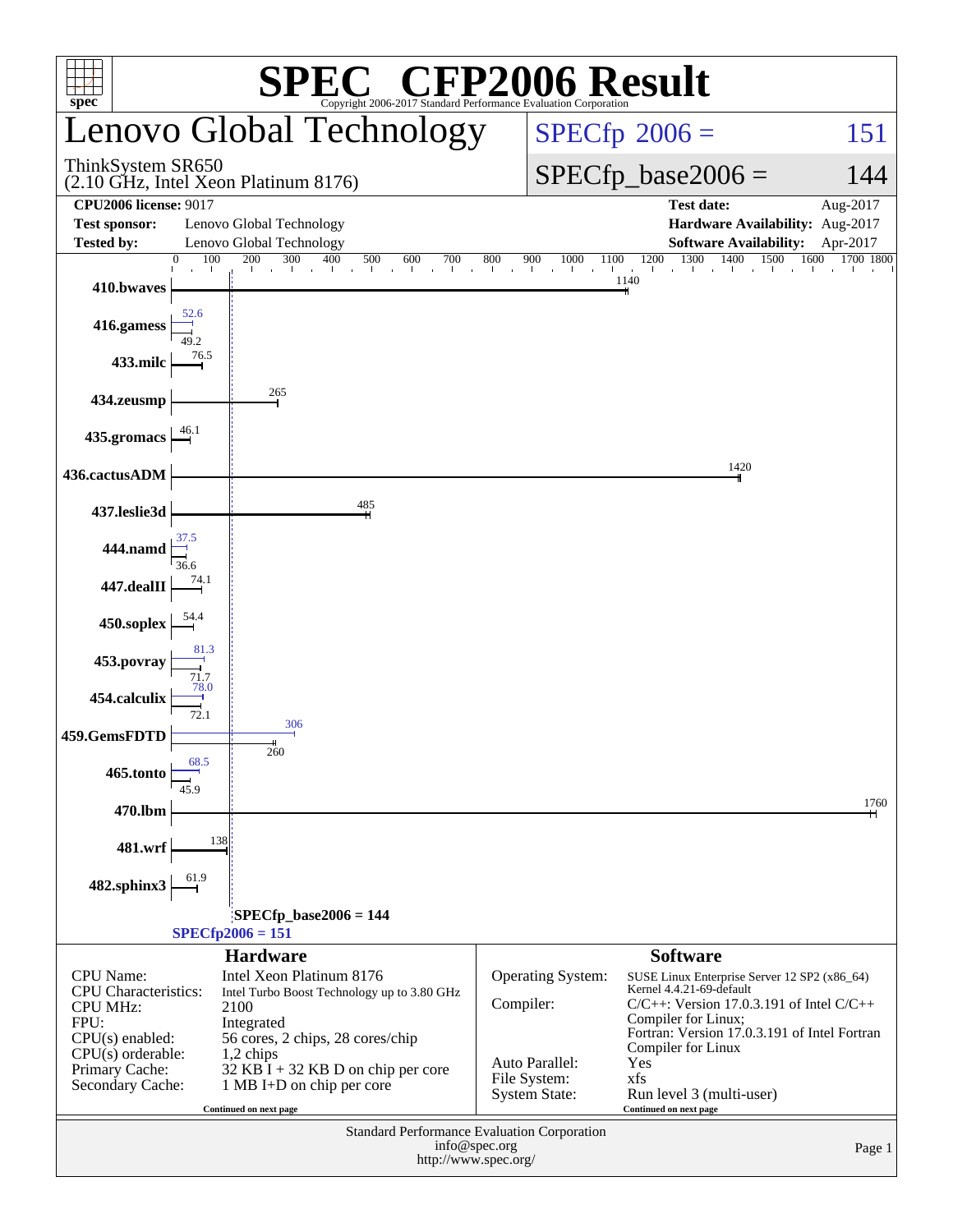# SPEC CFP2006 Result

Copyright 2006-2017 Standard Performance Evaluation Corporation

## Lenovo Global Technology

ThinkSystem SR650
(2.10 GHz, Intel Xeon Platinum 8176)

SPECfp 2006 = 151

SPECfp_base2006 = 144

| | | | |
|---|---|---|---|
| **CPU2006 license:** 9017 | | **Test date:** | Aug-2017 |
| **Test sponsor:** | Lenovo Global Technology | **Hardware Availability:** | Aug-2017 |
| **Tested by:** | Lenovo Global Technology | **Software Availability:** | Apr-2017 |

| Benchmark | Peak | Base |
|---|---|---|
| 410.bwaves | | 1140 |
| 416.gamess | 52.6 | 49.2 |
| 433.milc | | 76.5 |
| 434.zeusmp | | 265 |
| 435.gromacs | | 46.1 |
| 436.cactusADM | | 1420 |
| 437.leslie3d | | 485 |
| 444.namd | 37.5 | 36.6 |
| 447.dealII | | 74.1 |
| 450.soplex | | 54.4 |
| 453.povray | 81.3 | 71.7 |
| 454.calculix | 78.0 | 72.1 |
| 459.GemsFDTD | 306 | 260 |
| 465.tonto | 68.5 | 45.9 |
| 470.lbm | | 1760 |
| 481.wrf | | 138 |
| 482.sphinx3 | | 61.9 |

SPECfp_base2006 = 144

SPECfp2006 = 151

## Hardware

| | |
|---|---|
| CPU Name: | Intel Xeon Platinum 8176 |
| CPU Characteristics: | Intel Turbo Boost Technology up to 3.80 GHz |
| CPU MHz: | 2100 |
| FPU: | Integrated |
| CPU(s) enabled: | 56 cores, 2 chips, 28 cores/chip |
| CPU(s) orderable: | 1,2 chips |
| Primary Cache: | 32 KB I + 32 KB D on chip per core |
| Secondary Cache: | 1 MB I+D on chip per core |

Continued on next page

## Software

| | |
|---|---|
| Operating System: | SUSE Linux Enterprise Server 12 SP2 (x86_64) Kernel 4.4.21-69-default |
| Compiler: | C/C++: Version 17.0.3.191 of Intel C/C++ Compiler for Linux; Fortran: Version 17.0.3.191 of Intel Fortran Compiler for Linux |
| Auto Parallel: | Yes |
| File System: | xfs |
| System State: | Run level 3 (multi-user) |

Continued on next page

Standard Performance Evaluation Corporation
info@spec.org
http://www.spec.org/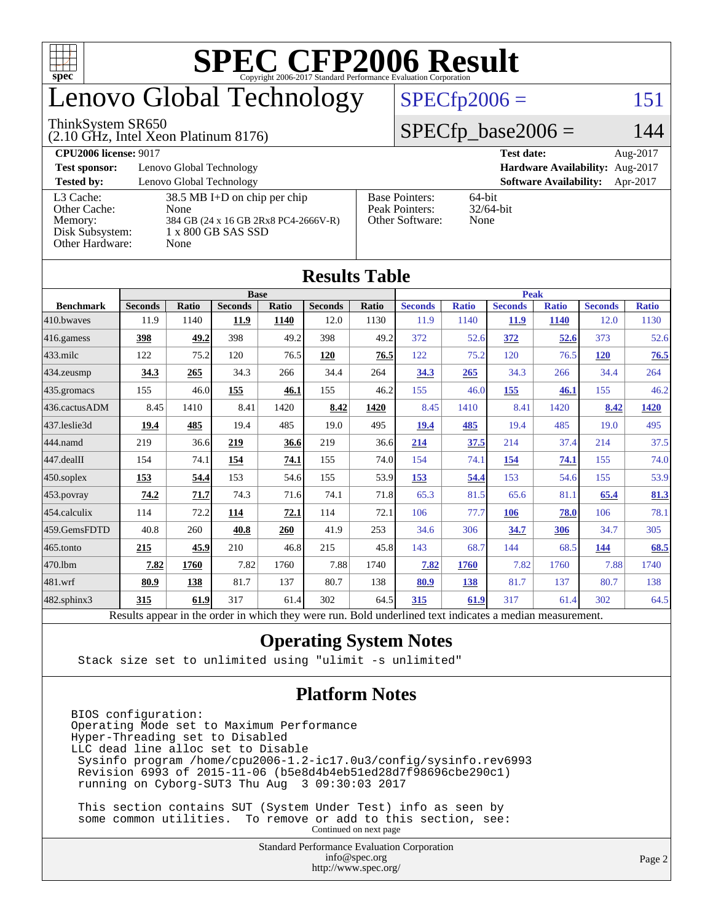# SPEC CFP2006 Result

Copyright 2006-2017 Standard Performance Evaluation Corporation

## Lenovo Global Technology

ThinkSystem SR650
(2.10 GHz, Intel Xeon Platinum 8176)

SPECfp2006 = 151

SPECfp_base2006 = 144

**CPU2006 license:** 9017
**Test sponsor:** Lenovo Global Technology
**Tested by:** Lenovo Global Technology

**Test date:** Aug-2017
**Hardware Availability:** Aug-2017
**Software Availability:** Apr-2017

| | |
|---|---|
| L3 Cache: | 38.5 MB I+D on chip per chip |
| Other Cache: | None |
| Memory: | 384 GB (24 x 16 GB 2Rx8 PC4-2666V-R) |
| Disk Subsystem: | 1 x 800 GB SAS SSD |
| Other Hardware: | None |

| | |
|---|---|
| Base Pointers: | 64-bit |
| Peak Pointers: | 32/64-bit |
| Other Software: | None |

## Results Table

| Benchmark | Base | | | | | | Peak | | | | | |
|---|---|---|---|---|---|---|---|---|---|---|---|---|
| | Seconds | Ratio | Seconds | Ratio | Seconds | Ratio | Seconds | Ratio | Seconds | Ratio | Seconds | Ratio |
| 410.bwaves | 11.9 | 1140 | **11.9** | **1140** | 12.0 | 1130 | 11.9 | 1140 | **11.9** | **1140** | 12.0 | 1130 |
| 416.gamess | **398** | **49.2** | 398 | 49.2 | 398 | 49.2 | 372 | 52.6 | **372** | **52.6** | 373 | 52.6 |
| 433.milc | 122 | 75.2 | 120 | 76.5 | **120** | **76.5** | 122 | 75.2 | 120 | 76.5 | **120** | **76.5** |
| 434.zeusmp | **34.3** | **265** | 34.3 | 266 | 34.4 | 264 | **34.3** | **265** | 34.3 | 266 | 34.4 | 264 |
| 435.gromacs | 155 | 46.0 | **155** | **46.1** | 155 | 46.2 | 155 | 46.0 | **155** | **46.1** | 155 | 46.2 |
| 436.cactusADM | 8.45 | 1410 | 8.41 | 1420 | **8.42** | **1420** | 8.45 | 1410 | 8.41 | 1420 | **8.42** | **1420** |
| 437.leslie3d | **19.4** | **485** | 19.4 | 485 | 19.0 | 495 | **19.4** | **485** | 19.4 | 485 | 19.0 | 495 |
| 444.namd | 219 | 36.6 | **219** | **36.6** | 219 | 36.6 | **214** | **37.5** | 214 | 37.4 | 214 | 37.5 |
| 447.dealII | 154 | 74.1 | **154** | **74.1** | 155 | 74.0 | 154 | 74.1 | **154** | **74.1** | 155 | 74.0 |
| 450.soplex | **153** | **54.4** | 153 | 54.6 | 155 | 53.9 | **153** | **54.4** | 153 | 54.6 | 155 | 53.9 |
| 453.povray | **74.2** | **71.7** | 74.3 | 71.6 | 74.1 | 71.8 | 65.3 | 81.5 | 65.6 | 81.1 | **65.4** | **81.3** |
| 454.calculix | 114 | 72.2 | **114** | **72.1** | 114 | 72.1 | 106 | 77.7 | **106** | **78.0** | 106 | 78.1 |
| 459.GemsFDTD | 40.8 | 260 | **40.8** | **260** | 41.9 | 253 | 34.6 | 306 | **34.7** | **306** | 34.7 | 305 |
| 465.tonto | **215** | **45.9** | 210 | 46.8 | 215 | 45.8 | 143 | 68.7 | 144 | 68.5 | **144** | **68.5** |
| 470.lbm | **7.82** | **1760** | 7.82 | 1760 | 7.88 | 1740 | **7.82** | **1760** | 7.82 | 1760 | 7.88 | 1740 |
| 481.wrf | **80.9** | **138** | 81.7 | 137 | 80.7 | 138 | **80.9** | **138** | 81.7 | 137 | 80.7 | 138 |
| 482.sphinx3 | **315** | **61.9** | 317 | 61.4 | 302 | 64.5 | **315** | **61.9** | 317 | 61.4 | 302 | 64.5 |

Results appear in the order in which they were run. Bold underlined text indicates a median measurement.

## Operating System Notes

```
Stack size set to unlimited using "ulimit -s unlimited"
```

## Platform Notes

```
BIOS configuration:
Operating Mode set to Maximum Performance
Hyper-Threading set to Disabled
LLC dead line alloc set to Disable
 Sysinfo program /home/cpu2006-1.2-ic17.0u3/config/sysinfo.rev6993
 Revision 6993 of 2015-11-06 (b5e8d4b4eb51ed28d7f98696cbe290c1)
 running on Cyborg-SUT3 Thu Aug  3 09:30:03 2017

 This section contains SUT (System Under Test) info as seen by
 some common utilities.  To remove or add to this section, see:
```

Continued on next page

Standard Performance Evaluation Corporation
info@spec.org
http://www.spec.org/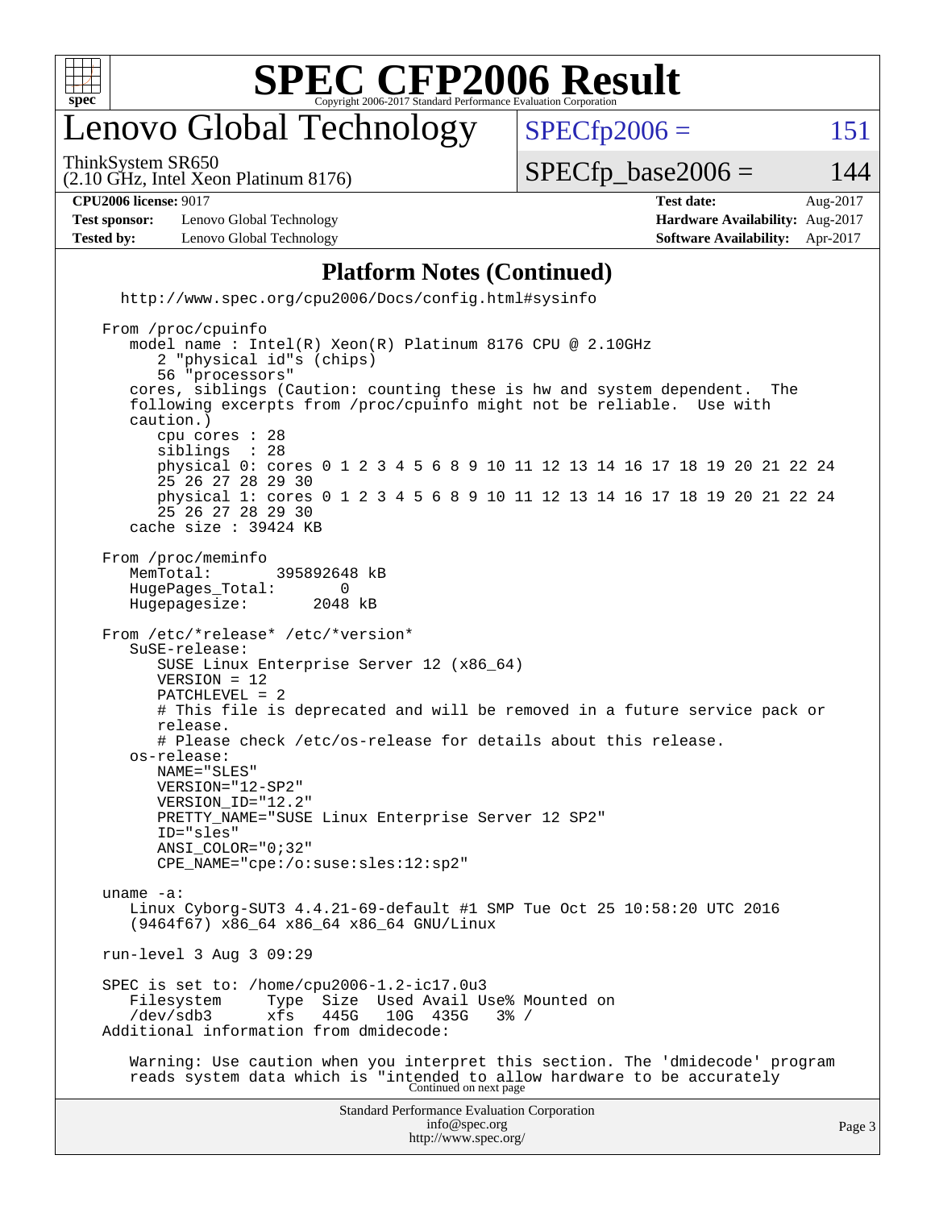# Lenovo Global Technology

ThinkSystem SR650
(2.10 GHz, Intel Xeon Platinum 8176)

SPECfp2006 = 151

SPECfp_base2006 = 144

**CPU2006 license:** 9017
**Test sponsor:** Lenovo Global Technology
**Tested by:** Lenovo Global Technology

**Test date:** Aug-2017
**Hardware Availability:** Aug-2017
**Software Availability:** Apr-2017

## Platform Notes (Continued)

```
   http://www.spec.org/cpu2006/Docs/config.html#sysinfo

 From /proc/cpuinfo
    model name : Intel(R) Xeon(R) Platinum 8176 CPU @ 2.10GHz
       2 "physical id"s (chips)
       56 "processors"
    cores, siblings (Caution: counting these is hw and system dependent.  The
    following excerpts from /proc/cpuinfo might not be reliable.  Use with
    caution.)
       cpu cores : 28
       siblings  : 28
       physical 0: cores 0 1 2 3 4 5 6 8 9 10 11 12 13 14 16 17 18 19 20 21 22 24
       25 26 27 28 29 30
       physical 1: cores 0 1 2 3 4 5 6 8 9 10 11 12 13 14 16 17 18 19 20 21 22 24
       25 26 27 28 29 30
    cache size : 39424 KB

 From /proc/meminfo
    MemTotal:       395892648 kB
    HugePages_Total:       0
    Hugepagesize:       2048 kB

 From /etc/*release* /etc/*version*
    SuSE-release:
       SUSE Linux Enterprise Server 12 (x86_64)
       VERSION = 12
       PATCHLEVEL = 2
       # This file is deprecated and will be removed in a future service pack or
       release.
       # Please check /etc/os-release for details about this release.
    os-release:
       NAME="SLES"
       VERSION="12-SP2"
       VERSION_ID="12.2"
       PRETTY_NAME="SUSE Linux Enterprise Server 12 SP2"
       ID="sles"
       ANSI_COLOR="0;32"
       CPE_NAME="cpe:/o:suse:sles:12:sp2"

 uname -a:
    Linux Cyborg-SUT3 4.4.21-69-default #1 SMP Tue Oct 25 10:58:20 UTC 2016
    (9464f67) x86_64 x86_64 x86_64 GNU/Linux

 run-level 3 Aug 3 09:29

 SPEC is set to: /home/cpu2006-1.2-ic17.0u3
    Filesystem     Type  Size  Used Avail Use% Mounted on
    /dev/sdb3      xfs   445G   10G  435G   3% /
 Additional information from dmidecode:

    Warning: Use caution when you interpret this section. The 'dmidecode' program
    reads system data which is "intended to allow hardware to be accurately
```

Continued on next page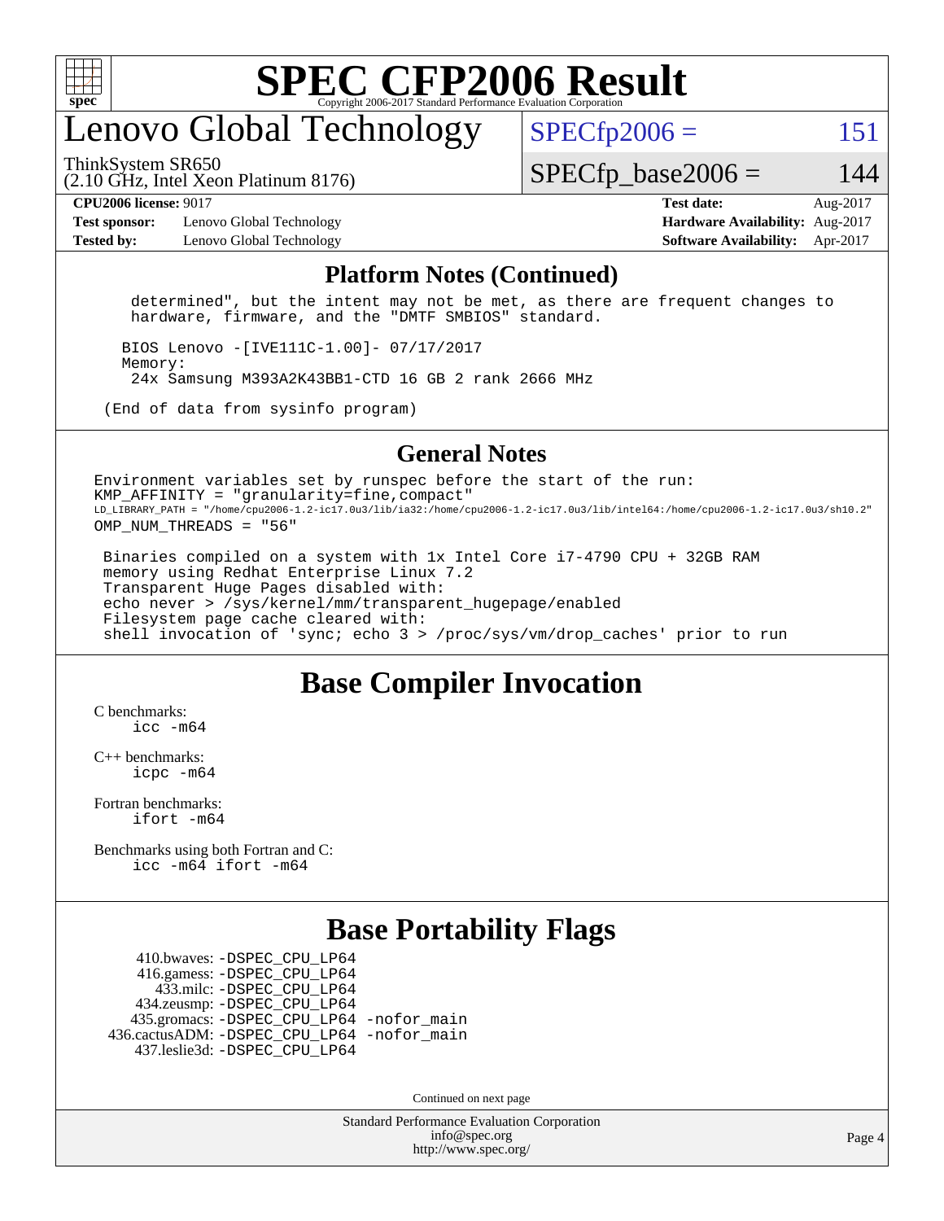## Platform Notes (Continued)

```
determined", but the intent may not be met, as there are frequent changes to
hardware, firmware, and the "DMTF SMBIOS" standard.

BIOS Lenovo -[IVE111C-1.00]- 07/17/2017
Memory:
 24x Samsung M393A2K43BB1-CTD 16 GB 2 rank 2666 MHz

(End of data from sysinfo program)
```

## General Notes

```
Environment variables set by runspec before the start of the run:
KMP_AFFINITY = "granularity=fine,compact"
LD_LIBRARY_PATH = "/home/cpu2006-1.2-ic17.0u3/lib/ia32:/home/cpu2006-1.2-ic17.0u3/lib/intel64:/home/cpu2006-1.2-ic17.0u3/sh10.2"
OMP_NUM_THREADS = "56"

 Binaries compiled on a system with 1x Intel Core i7-4790 CPU + 32GB RAM
 memory using Redhat Enterprise Linux 7.2
 Transparent Huge Pages disabled with:
 echo never > /sys/kernel/mm/transparent_hugepage/enabled
 Filesystem page cache cleared with:
 shell invocation of 'sync; echo 3 > /proc/sys/vm/drop_caches' prior to run
```

## Base Compiler Invocation

C benchmarks:
 icc -m64

C++ benchmarks:
 icpc -m64

Fortran benchmarks:
 ifort -m64

Benchmarks using both Fortran and C:
 icc -m64 ifort -m64

## Base Portability Flags

410.bwaves: -DSPEC_CPU_LP64
416.gamess: -DSPEC_CPU_LP64
433.milc: -DSPEC_CPU_LP64
434.zeusmp: -DSPEC_CPU_LP64
435.gromacs: -DSPEC_CPU_LP64 -nofor_main
436.cactusADM: -DSPEC_CPU_LP64 -nofor_main
437.leslie3d: -DSPEC_CPU_LP64

Continued on next page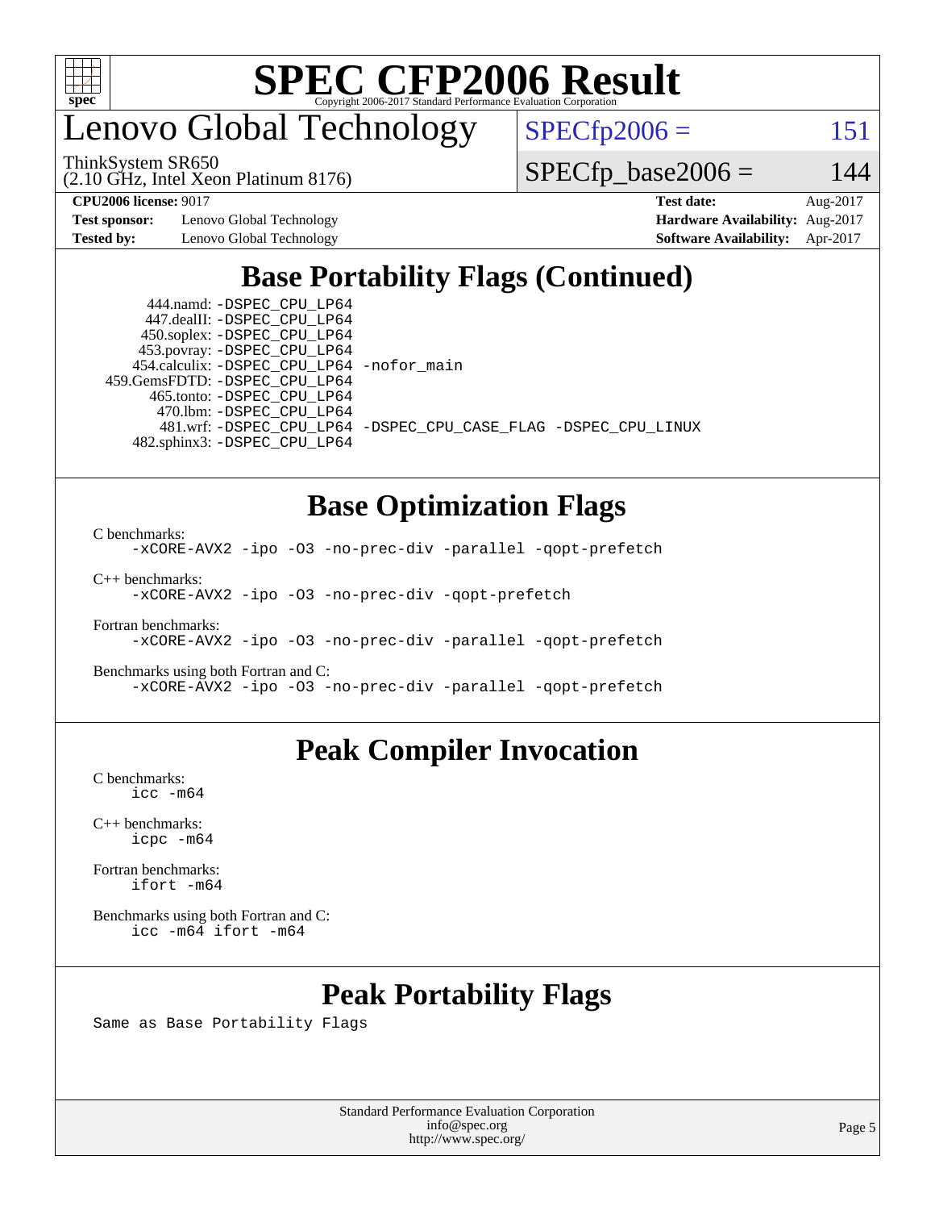# SPEC CFP2006 Result

Copyright 2006-2017 Standard Performance Evaluation Corporation

## Lenovo Global Technology

ThinkSystem SR650
(2.10 GHz, Intel Xeon Platinum 8176)

SPECfp2006 = 151

SPECfp_base2006 = 144

**CPU2006 license:** 9017
**Test sponsor:** Lenovo Global Technology
**Tested by:** Lenovo Global Technology

**Test date:** Aug-2017
**Hardware Availability:** Aug-2017
**Software Availability:** Apr-2017

## Base Portability Flags (Continued)

```
    444.namd: -DSPEC_CPU_LP64
   447.dealII: -DSPEC_CPU_LP64
   450.soplex: -DSPEC_CPU_LP64
   453.povray: -DSPEC_CPU_LP64
 454.calculix: -DSPEC_CPU_LP64 -nofor_main
459.GemsFDTD: -DSPEC_CPU_LP64
    465.tonto: -DSPEC_CPU_LP64
      470.lbm: -DSPEC_CPU_LP64
      481.wrf: -DSPEC_CPU_LP64 -DSPEC_CPU_CASE_FLAG -DSPEC_CPU_LINUX
  482.sphinx3: -DSPEC_CPU_LP64
```

## Base Optimization Flags

C benchmarks:
```
-xCORE-AVX2 -ipo -O3 -no-prec-div -parallel -qopt-prefetch
```

C++ benchmarks:
```
-xCORE-AVX2 -ipo -O3 -no-prec-div -qopt-prefetch
```

Fortran benchmarks:
```
-xCORE-AVX2 -ipo -O3 -no-prec-div -parallel -qopt-prefetch
```

Benchmarks using both Fortran and C:
```
-xCORE-AVX2 -ipo -O3 -no-prec-div -parallel -qopt-prefetch
```

## Peak Compiler Invocation

C benchmarks:
```
icc -m64
```

C++ benchmarks:
```
icpc -m64
```

Fortran benchmarks:
```
ifort -m64
```

Benchmarks using both Fortran and C:
```
icc -m64 ifort -m64
```

## Peak Portability Flags

Same as Base Portability Flags

Standard Performance Evaluation Corporation
info@spec.org
http://www.spec.org/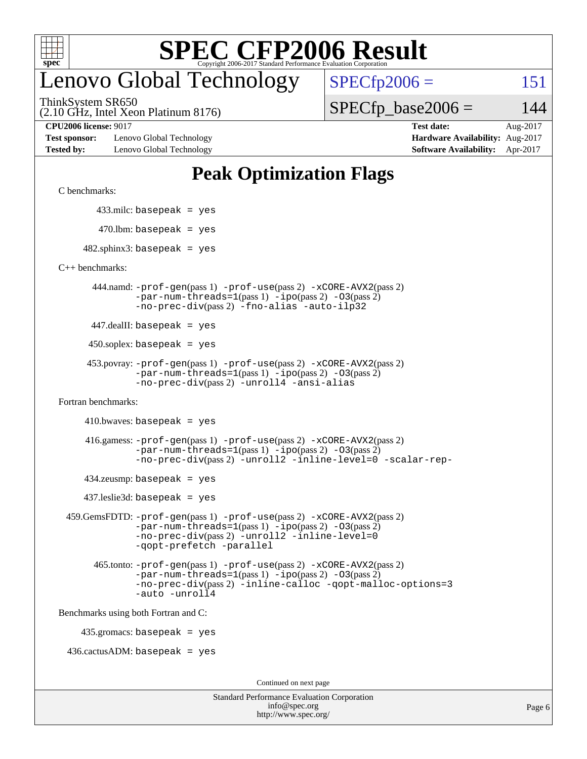# SPEC CFP2006 Result

Copyright 2006-2017 Standard Performance Evaluation Corporation

## Lenovo Global Technology

ThinkSystem SR650
(2.10 GHz, Intel Xeon Platinum 8176)

SPECfp2006 = 151

SPECfp_base2006 = 144

**CPU2006 license:** 9017
**Test sponsor:** Lenovo Global Technology
**Tested by:** Lenovo Global Technology

**Test date:** Aug-2017
**Hardware Availability:** Aug-2017
**Software Availability:** Apr-2017

## Peak Optimization Flags

C benchmarks:

433.milc: basepeak = yes

470.lbm: basepeak = yes

482.sphinx3: basepeak = yes

C++ benchmarks:

444.namd: -prof-gen(pass 1) -prof-use(pass 2) -xCORE-AVX2(pass 2) -par-num-threads=1(pass 1) -ipo(pass 2) -O3(pass 2) -no-prec-div(pass 2) -fno-alias -auto-ilp32

447.dealII: basepeak = yes

450.soplex: basepeak = yes

453.povray: -prof-gen(pass 1) -prof-use(pass 2) -xCORE-AVX2(pass 2) -par-num-threads=1(pass 1) -ipo(pass 2) -O3(pass 2) -no-prec-div(pass 2) -unroll4 -ansi-alias

Fortran benchmarks:

410.bwaves: basepeak = yes

416.gamess: -prof-gen(pass 1) -prof-use(pass 2) -xCORE-AVX2(pass 2) -par-num-threads=1(pass 1) -ipo(pass 2) -O3(pass 2) -no-prec-div(pass 2) -unroll2 -inline-level=0 -scalar-rep-

434.zeusmp: basepeak = yes

437.leslie3d: basepeak = yes

459.GemsFDTD: -prof-gen(pass 1) -prof-use(pass 2) -xCORE-AVX2(pass 2) -par-num-threads=1(pass 1) -ipo(pass 2) -O3(pass 2) -no-prec-div(pass 2) -unroll2 -inline-level=0 -qopt-prefetch -parallel

465.tonto: -prof-gen(pass 1) -prof-use(pass 2) -xCORE-AVX2(pass 2) -par-num-threads=1(pass 1) -ipo(pass 2) -O3(pass 2) -no-prec-div(pass 2) -inline-calloc -qopt-malloc-options=3 -auto -unroll4

Benchmarks using both Fortran and C:

435.gromacs: basepeak = yes

436.cactusADM: basepeak = yes

Continued on next page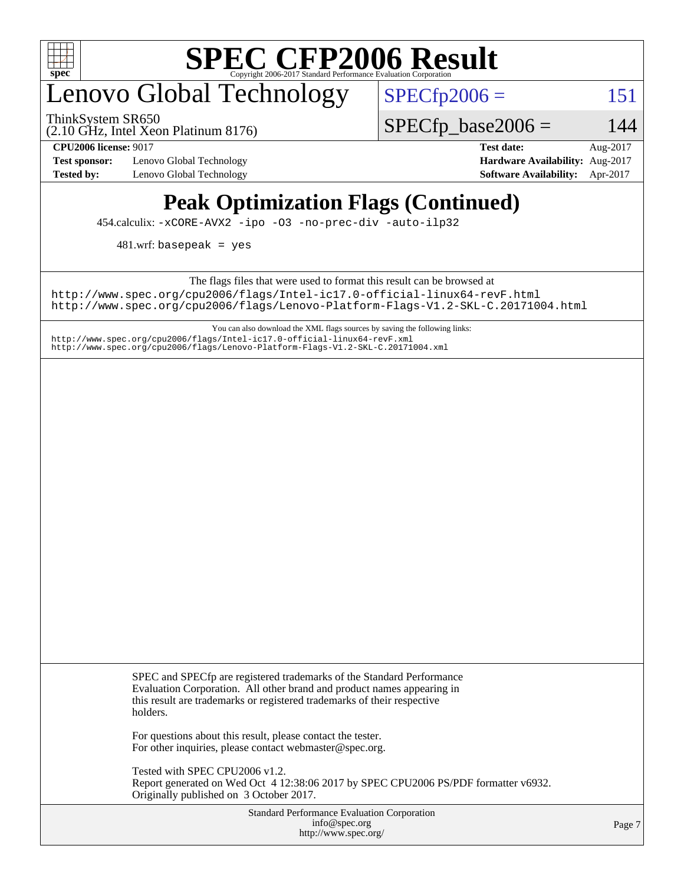# Peak Optimization Flags (Continued)

454.calculix: -xCORE-AVX2 -ipo -O3 -no-prec-div -auto-ilp32

481.wrf: basepeak = yes

The flags files that were used to format this result can be browsed at
http://www.spec.org/cpu2006/flags/Intel-ic17.0-official-linux64-revF.html
http://www.spec.org/cpu2006/flags/Lenovo-Platform-Flags-V1.2-SKL-C.20171004.html

You can also download the XML flags sources by saving the following links:
http://www.spec.org/cpu2006/flags/Intel-ic17.0-official-linux64-revF.xml
http://www.spec.org/cpu2006/flags/Lenovo-Platform-Flags-V1.2-SKL-C.20171004.xml

SPEC and SPECfp are registered trademarks of the Standard Performance Evaluation Corporation. All other brand and product names appearing in this result are trademarks or registered trademarks of their respective holders.

For questions about this result, please contact the tester.
For other inquiries, please contact webmaster@spec.org.

Tested with SPEC CPU2006 v1.2.
Report generated on Wed Oct 4 12:38:06 2017 by SPEC CPU2006 PS/PDF formatter v6932.
Originally published on 3 October 2017.